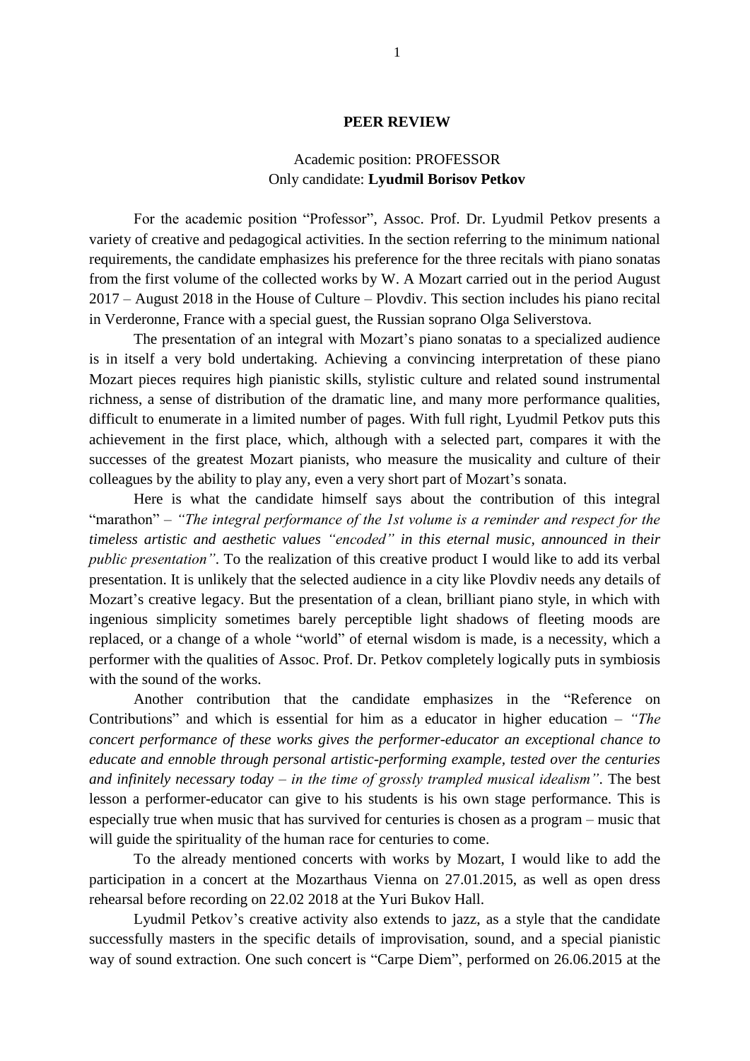**PEER REVIEW**

Academic position: PROFESSOR
Only candidate: **Lyudmil Borisov Petkov**

For the academic position "Professor", Assoc. Prof. Dr. Lyudmil Petkov presents a variety of creative and pedagogical activities. In the section referring to the minimum national requirements, the candidate emphasizes his preference for the three recitals with piano sonatas from the first volume of the collected works by W. A Mozart carried out in the period August 2017 – August 2018 in the House of Culture – Plovdiv. This section includes his piano recital in Verderonne, France with a special guest, the Russian soprano Olga Seliverstova.

The presentation of an integral with Mozart's piano sonatas to a specialized audience is in itself a very bold undertaking. Achieving a convincing interpretation of these piano Mozart pieces requires high pianistic skills, stylistic culture and related sound instrumental richness, a sense of distribution of the dramatic line, and many more performance qualities, difficult to enumerate in a limited number of pages. With full right, Lyudmil Petkov puts this achievement in the first place, which, although with a selected part, compares it with the successes of the greatest Mozart pianists, who measure the musicality and culture of their colleagues by the ability to play any, even a very short part of Mozart's sonata.

Here is what the candidate himself says about the contribution of this integral "marathon" – *"The integral performance of the 1st volume is a reminder and respect for the timeless artistic and aesthetic values "encoded" in this eternal music, announced in their public presentation"*. To the realization of this creative product I would like to add its verbal presentation. It is unlikely that the selected audience in a city like Plovdiv needs any details of Mozart's creative legacy. But the presentation of a clean, brilliant piano style, in which with ingenious simplicity sometimes barely perceptible light shadows of fleeting moods are replaced, or a change of a whole "world" of eternal wisdom is made, is a necessity, which a performer with the qualities of Assoc. Prof. Dr. Petkov completely logically puts in symbiosis with the sound of the works.

Another contribution that the candidate emphasizes in the "Reference on Contributions" and which is essential for him as a educator in higher education – *"The concert performance of these works gives the performer-educator an exceptional chance to educate and ennoble through personal artistic-performing example, tested over the centuries and infinitely necessary today – in the time of grossly trampled musical idealism"*. The best lesson a performer-educator can give to his students is his own stage performance. This is especially true when music that has survived for centuries is chosen as a program – music that will guide the spirituality of the human race for centuries to come.

To the already mentioned concerts with works by Mozart, I would like to add the participation in a concert at the Mozarthaus Vienna on 27.01.2015, as well as open dress rehearsal before recording on 22.02 2018 at the Yuri Bukov Hall.

Lyudmil Petkov's creative activity also extends to jazz, as a style that the candidate successfully masters in the specific details of improvisation, sound, and a special pianistic way of sound extraction. One such concert is "Carpe Diem", performed on 26.06.2015 at the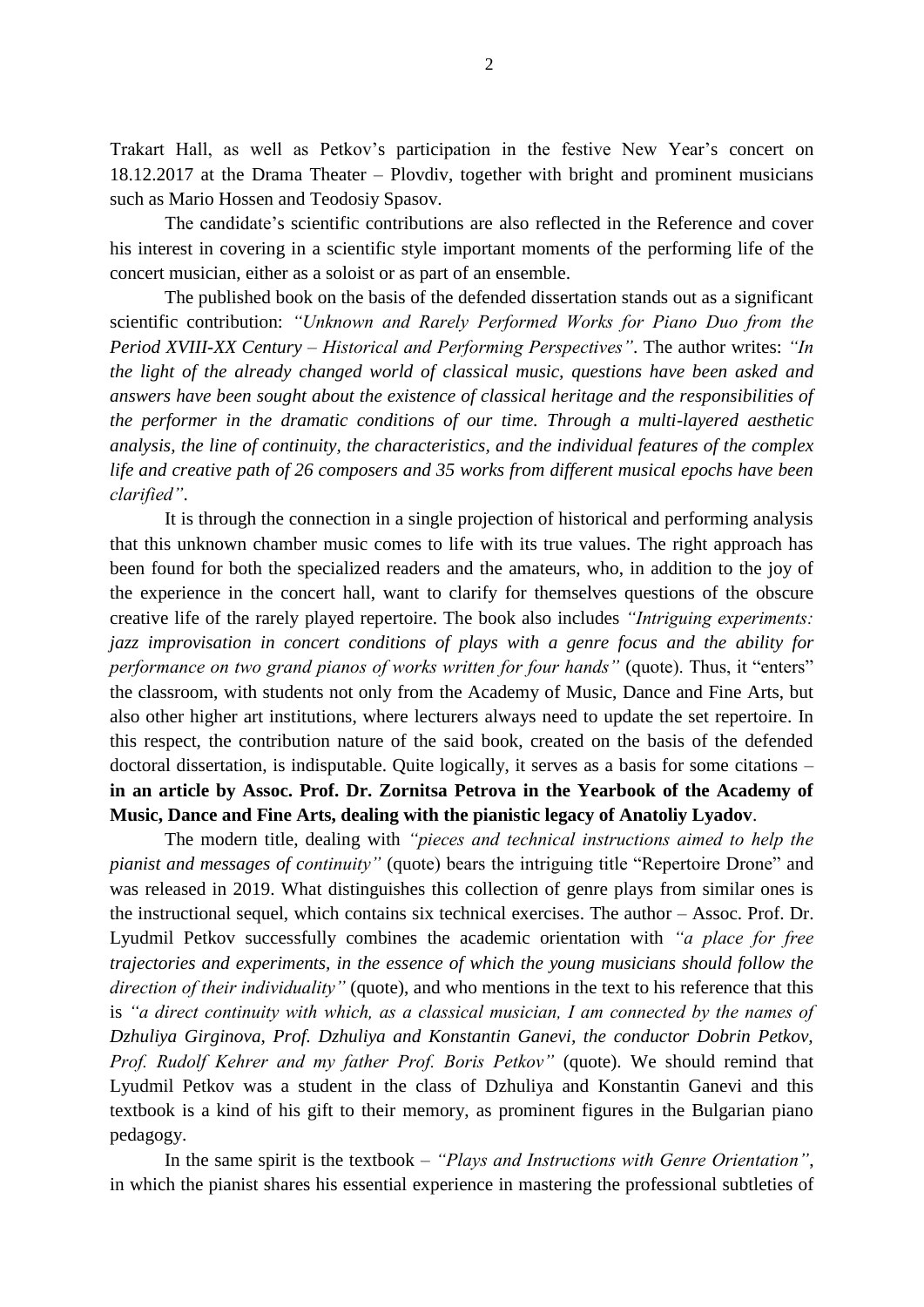Trakart Hall, as well as Petkov's participation in the festive New Year's concert on 18.12.2017 at the Drama Theater – Plovdiv, together with bright and prominent musicians such as Mario Hossen and Teodosiy Spasov.

The candidate's scientific contributions are also reflected in the Reference and cover his interest in covering in a scientific style important moments of the performing life of the concert musician, either as a soloist or as part of an ensemble.

The published book on the basis of the defended dissertation stands out as a significant scientific contribution: *"Unknown and Rarely Performed Works for Piano Duo from the Period XVIII-XX Century – Historical and Performing Perspectives"*. The author writes: *"In the light of the already changed world of classical music, questions have been asked and answers have been sought about the existence of classical heritage and the responsibilities of the performer in the dramatic conditions of our time. Through a multi-layered aesthetic analysis, the line of continuity, the characteristics, and the individual features of the complex life and creative path of 26 composers and 35 works from different musical epochs have been clarified"*.

It is through the connection in a single projection of historical and performing analysis that this unknown chamber music comes to life with its true values. The right approach has been found for both the specialized readers and the amateurs, who, in addition to the joy of the experience in the concert hall, want to clarify for themselves questions of the obscure creative life of the rarely played repertoire. The book also includes *"Intriguing experiments: jazz improvisation in concert conditions of plays with a genre focus and the ability for performance on two grand pianos of works written for four hands"* (quote). Thus, it "enters" the classroom, with students not only from the Academy of Music, Dance and Fine Arts, but also other higher art institutions, where lecturers always need to update the set repertoire. In this respect, the contribution nature of the said book, created on the basis of the defended doctoral dissertation, is indisputable. Quite logically, it serves as a basis for some citations – **in an article by Assoc. Prof. Dr. Zornitsa Petrova in the Yearbook of the Academy of Music, Dance and Fine Arts, dealing with the pianistic legacy of Anatoliy Lyadov**.

The modern title, dealing with *"pieces and technical instructions aimed to help the pianist and messages of continuity"* (quote) bears the intriguing title "Repertoire Drone" and was released in 2019. What distinguishes this collection of genre plays from similar ones is the instructional sequel, which contains six technical exercises. The author – Assoc. Prof. Dr. Lyudmil Petkov successfully combines the academic orientation with *"a place for free trajectories and experiments, in the essence of which the young musicians should follow the direction of their individuality"* (quote), and who mentions in the text to his reference that this is *"a direct continuity with which, as a classical musician, I am connected by the names of Dzhuliya Girginova, Prof. Dzhuliya and Konstantin Ganevi, the conductor Dobrin Petkov, Prof. Rudolf Kehrer and my father Prof. Boris Petkov"* (quote). We should remind that Lyudmil Petkov was a student in the class of Dzhuliya and Konstantin Ganevi and this textbook is a kind of his gift to their memory, as prominent figures in the Bulgarian piano pedagogy.

In the same spirit is the textbook – *"Plays and Instructions with Genre Orientation"*, in which the pianist shares his essential experience in mastering the professional subtleties of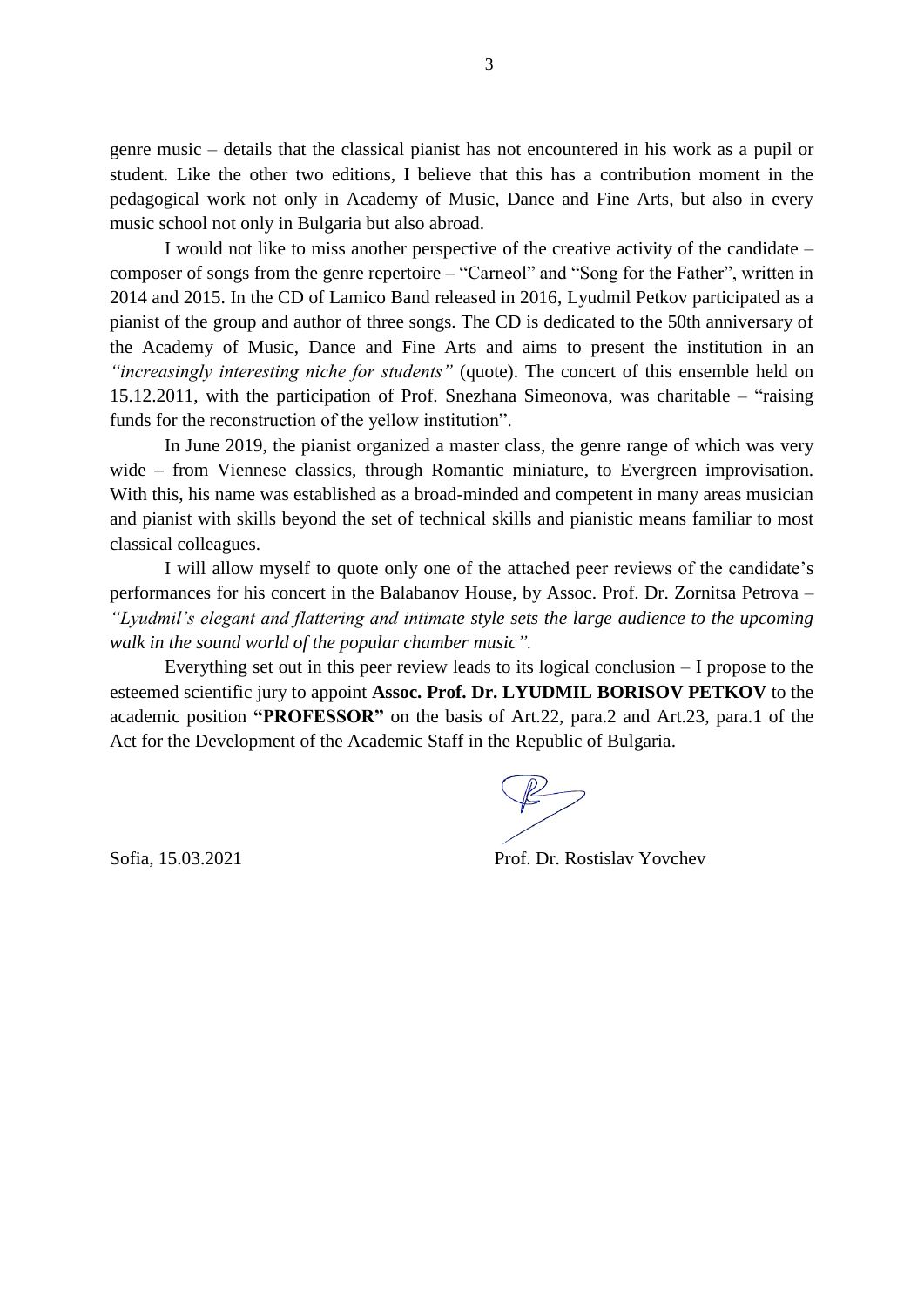genre music – details that the classical pianist has not encountered in his work as a pupil or student. Like the other two editions, I believe that this has a contribution moment in the pedagogical work not only in Academy of Music, Dance and Fine Arts, but also in every music school not only in Bulgaria but also abroad.

I would not like to miss another perspective of the creative activity of the candidate – composer of songs from the genre repertoire – "Carneol" and "Song for the Father", written in 2014 and 2015. In the CD of Lamico Band released in 2016, Lyudmil Petkov participated as a pianist of the group and author of three songs. The CD is dedicated to the 50th anniversary of the Academy of Music, Dance and Fine Arts and aims to present the institution in an *"increasingly interesting niche for students"* (quote). The concert of this ensemble held on 15.12.2011, with the participation of Prof. Snezhana Simeonova, was charitable – "raising funds for the reconstruction of the yellow institution".

In June 2019, the pianist organized a master class, the genre range of which was very wide – from Viennese classics, through Romantic miniature, to Evergreen improvisation. With this, his name was established as a broad-minded and competent in many areas musician and pianist with skills beyond the set of technical skills and pianistic means familiar to most classical colleagues.

I will allow myself to quote only one of the attached peer reviews of the candidate's performances for his concert in the Balabanov House, by Assoc. Prof. Dr. Zornitsa Petrova – *"Lyudmil's elegant and flattering and intimate style sets the large audience to the upcoming walk in the sound world of the popular chamber music".*

Everything set out in this peer review leads to its logical conclusion – I propose to the esteemed scientific jury to appoint **Assoc. Prof. Dr. LYUDMIL BORISOV PETKOV** to the academic position **"PROFESSOR"** on the basis of Art.22, para.2 and Art.23, para.1 of the Act for the Development of the Academic Staff in the Republic of Bulgaria.

Sofia, 15.03.2021 Prof. Dr. Rostislav Yovchev